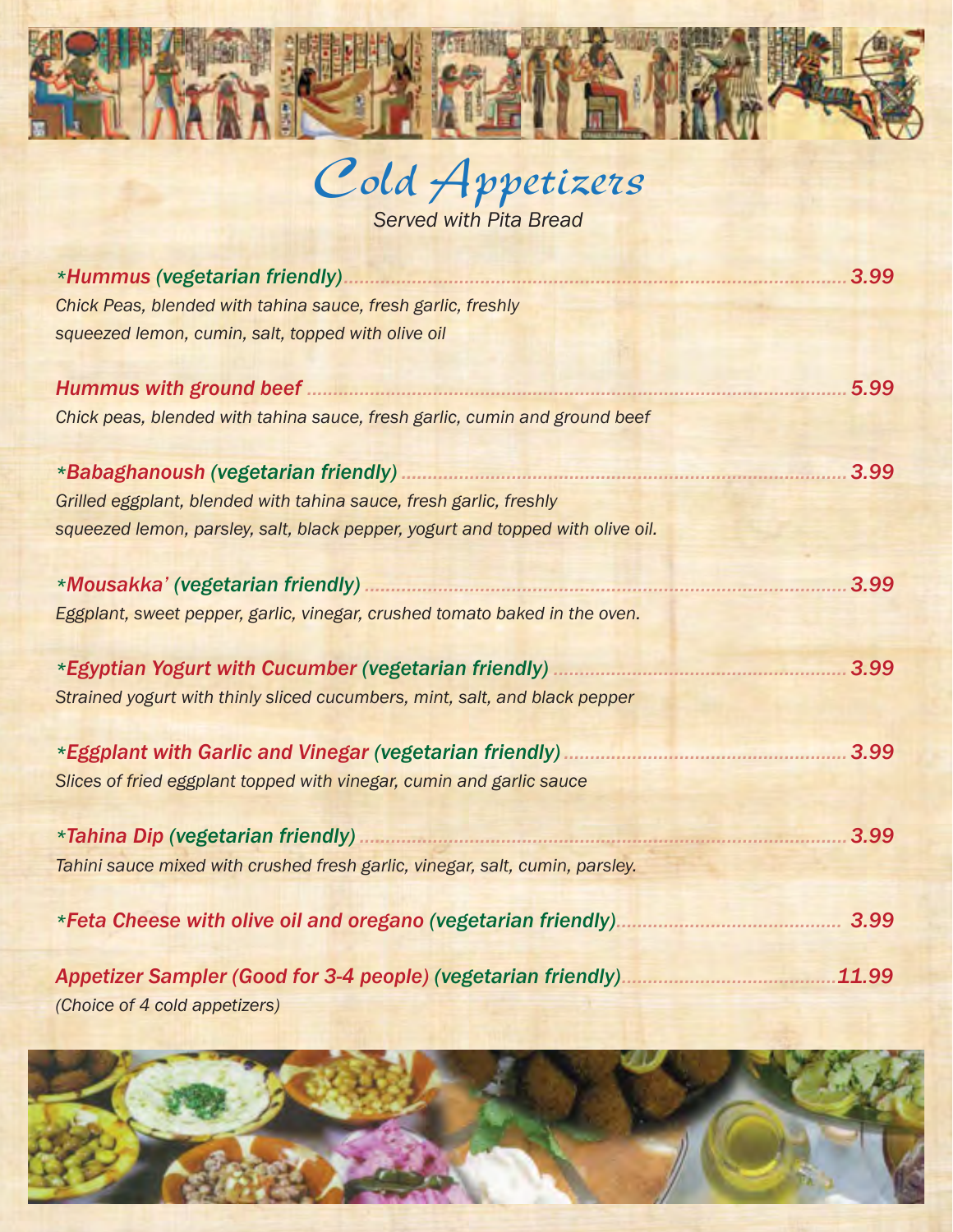# Cold Appetizers

*Served with Pita Bread*

***Hummus (vegetarian friendly)** ... 3.99*
*Chick Peas, blended with tahina sauce, fresh garlic, freshly squeezed lemon, cumin, salt, topped with olive oil*

***Hummus with ground beef** ... 5.99*
*Chick peas, blended with tahina sauce, fresh garlic, cumin and ground beef*

***Babaghanoush (vegetarian friendly)** ... 3.99*
*Grilled eggplant, blended with tahina sauce, fresh garlic, freshly squeezed lemon, parsley, salt, black pepper, yogurt and topped with olive oil.*

***Mousakka' (vegetarian friendly)** ... 3.99*
*Eggplant, sweet pepper, garlic, vinegar, crushed tomato baked in the oven.*

***Egyptian Yogurt with Cucumber (vegetarian friendly)** ... 3.99*
*Strained yogurt with thinly sliced cucumbers, mint, salt, and black pepper*

***Eggplant with Garlic and Vinegar (vegetarian friendly)** ... 3.99*
*Slices of fried eggplant topped with vinegar, cumin and garlic sauce*

***Tahina Dip (vegetarian friendly)** ... 3.99*
*Tahini sauce mixed with crushed fresh garlic, vinegar, salt, cumin, parsley.*

***Feta Cheese with olive oil and oregano (vegetarian friendly)** ... 3.99*

***Appetizer Sampler (Good for 3-4 people) (vegetarian friendly)** ... 11.99*
*(Choice of 4 cold appetizers)*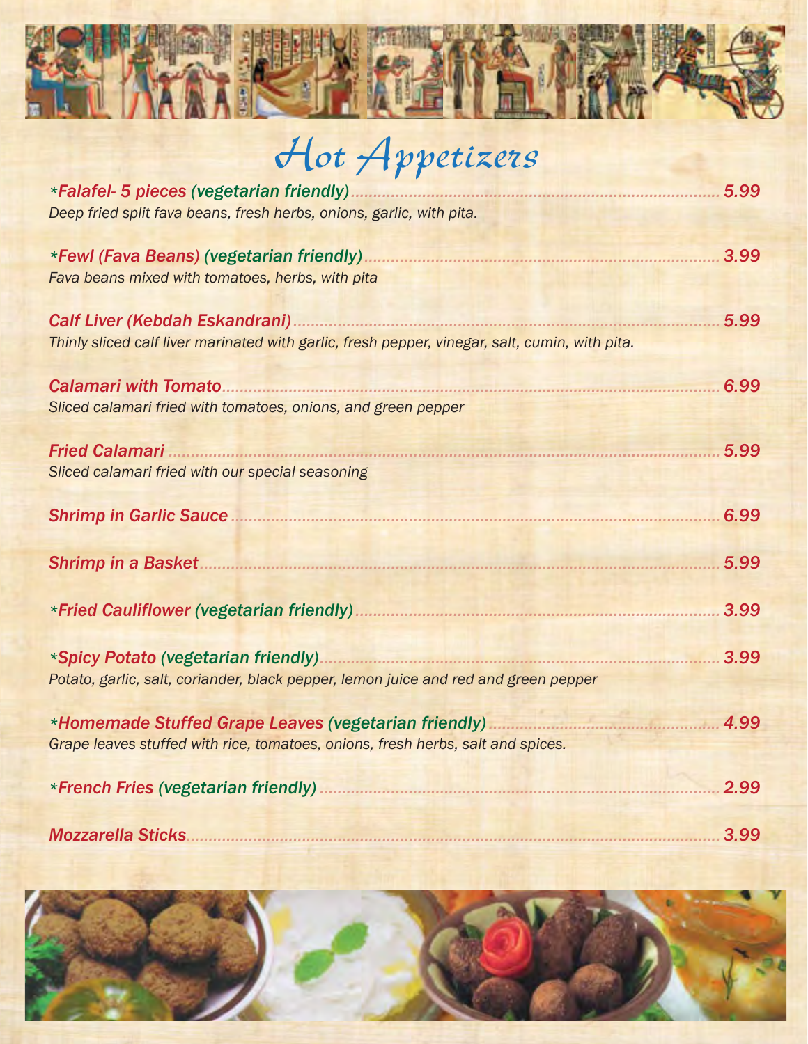# Hot Appetizers

***Falafel- 5 pieces (vegetarian friendly)** ... 5.99*
*Deep fried split fava beans, fresh herbs, onions, garlic, with pita.*

***Fewl (Fava Beans) (vegetarian friendly)** ... 3.99*
*Fava beans mixed with tomatoes, herbs, with pita*

***Calf Liver (Kebdah Eskandrani)** ... 5.99*
*Thinly sliced calf liver marinated with garlic, fresh pepper, vinegar, salt, cumin, with pita.*

***Calamari with Tomato** ... 6.99*
*Sliced calamari fried with tomatoes, onions, and green pepper*

***Fried Calamari** ... 5.99*
*Sliced calamari fried with our special seasoning*

***Shrimp in Garlic Sauce** ... 6.99*

***Shrimp in a Basket** ... 5.99*

***Fried Cauliflower (vegetarian friendly)** ... 3.99*

***Spicy Potato (vegetarian friendly)** ... 3.99*
*Potato, garlic, salt, coriander, black pepper, lemon juice and red and green pepper*

***Homemade Stuffed Grape Leaves (vegetarian friendly)** ... 4.99*
*Grape leaves stuffed with rice, tomatoes, onions, fresh herbs, salt and spices.*

***French Fries (vegetarian friendly)** ... 2.99*

***Mozzarella Sticks** ... 3.99*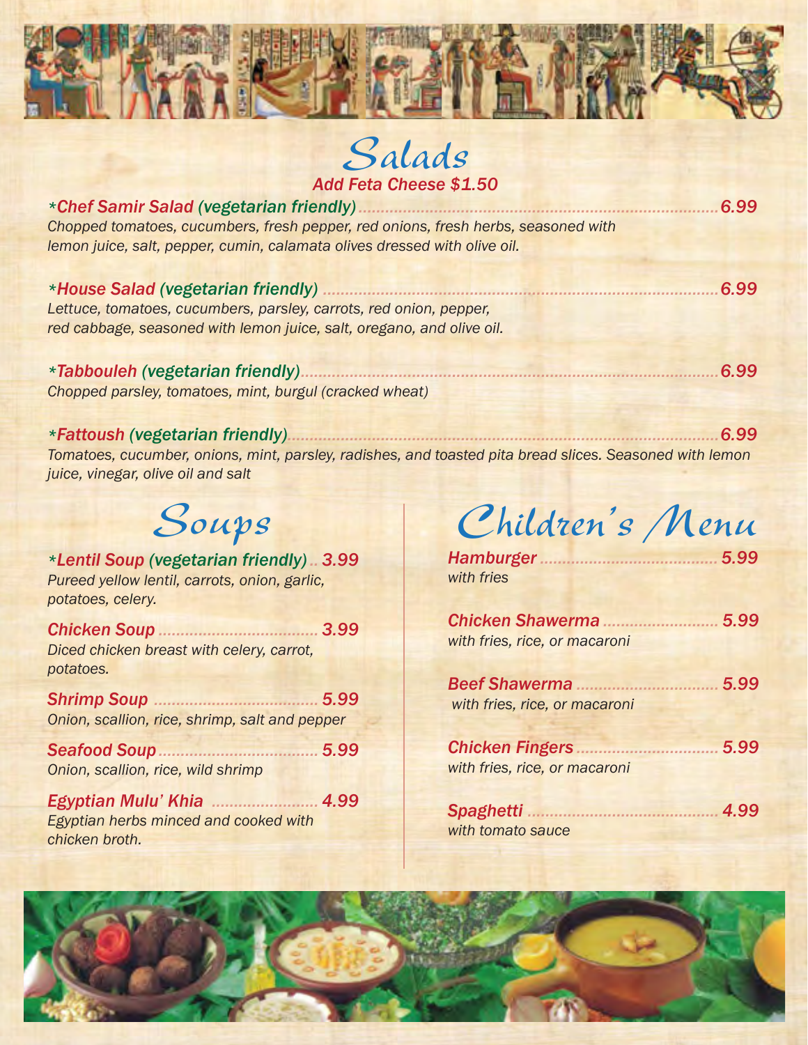# Salads

*Add Feta Cheese $1.50*

***Chef Samir Salad (vegetarian friendly)** — 6.99*
*Chopped tomatoes, cucumbers, fresh pepper, red onions, fresh herbs, seasoned with lemon juice, salt, pepper, cumin, calamata olives dressed with olive oil.*

***House Salad (vegetarian friendly)** — 6.99*
*Lettuce, tomatoes, cucumbers, parsley, carrots, red onion, pepper, red cabbage, seasoned with lemon juice, salt, oregano, and olive oil.*

***Tabbouleh (vegetarian friendly)** — 6.99*
*Chopped parsley, tomatoes, mint, burgul (cracked wheat)*

***Fattoush (vegetarian friendly)** — 6.99*
*Tomatoes, cucumber, onions, mint, parsley, radishes, and toasted pita bread slices. Seasoned with lemon juice, vinegar, olive oil and salt*

# Soups

***Lentil Soup (vegetarian friendly)** — 3.99*
*Pureed yellow lentil, carrots, onion, garlic, potatoes, celery.*

***Chicken Soup** — 3.99*
*Diced chicken breast with celery, carrot, potatoes.*

***Shrimp Soup** — 5.99*
*Onion, scallion, rice, shrimp, salt and pepper*

***Seafood Soup** — 5.99*
*Onion, scallion, rice, wild shrimp*

***Egyptian Mulu' Khia** — 4.99*
*Egyptian herbs minced and cooked with chicken broth.*

# Children's Menu

***Hamburger** — 5.99*
*with fries*

***Chicken Shawerma** — 5.99*
*with fries, rice, or macaroni*

***Beef Shawerma** — 5.99*
*with fries, rice, or macaroni*

***Chicken Fingers** — 5.99*
*with fries, rice, or macaroni*

***Spaghetti** — 4.99*
*with tomato sauce*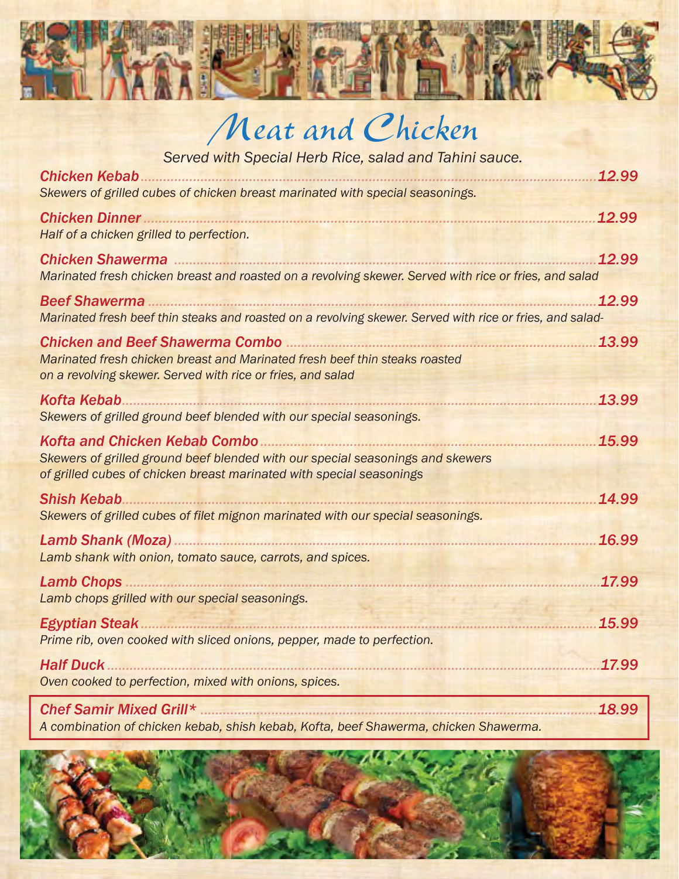# Meat and Chicken

*Served with Special Herb Rice, salad and Tahini sauce.*

***Chicken Kebab*** ........................................................ ***12.99***
*Skewers of grilled cubes of chicken breast marinated with special seasonings.*

***Chicken Dinner*** ........................................................ ***12.99***
*Half of a chicken grilled to perfection.*

***Chicken Shawerma*** ........................................................ ***12.99***
*Marinated fresh chicken breast and roasted on a revolving skewer. Served with rice or fries, and salad*

***Beef Shawerma*** ........................................................ ***12.99***
*Marinated fresh beef thin steaks and roasted on a revolving skewer. Served with rice or fries, and salad-*

***Chicken and Beef Shawerma Combo*** ........................................................ ***13.99***
*Marinated fresh chicken breast and Marinated fresh beef thin steaks roasted on a revolving skewer. Served with rice or fries, and salad*

***Kofta Kebab*** ........................................................ ***13.99***
*Skewers of grilled ground beef blended with our special seasonings.*

***Kofta and Chicken Kebab Combo*** ........................................................ ***15.99***
*Skewers of grilled ground beef blended with our special seasonings and skewers of grilled cubes of chicken breast marinated with special seasonings*

***Shish Kebab*** ........................................................ ***14.99***
*Skewers of grilled cubes of filet mignon marinated with our special seasonings.*

***Lamb Shank (Moza)*** ........................................................ ***16.99***
*Lamb shank with onion, tomato sauce, carrots, and spices.*

***Lamb Chops*** ........................................................ ***17.99***
*Lamb chops grilled with our special seasonings.*

***Egyptian Steak*** ........................................................ ***15.99***
*Prime rib, oven cooked with sliced onions, pepper, made to perfection.*

***Half Duck*** ........................................................ ***17.99***
*Oven cooked to perfection, mixed with onions, spices.*

***Chef Samir Mixed Grill**** ........................................................ ***18.99***
*A combination of chicken kebab, shish kebab, Kofta, beef Shawerma, chicken Shawerma.*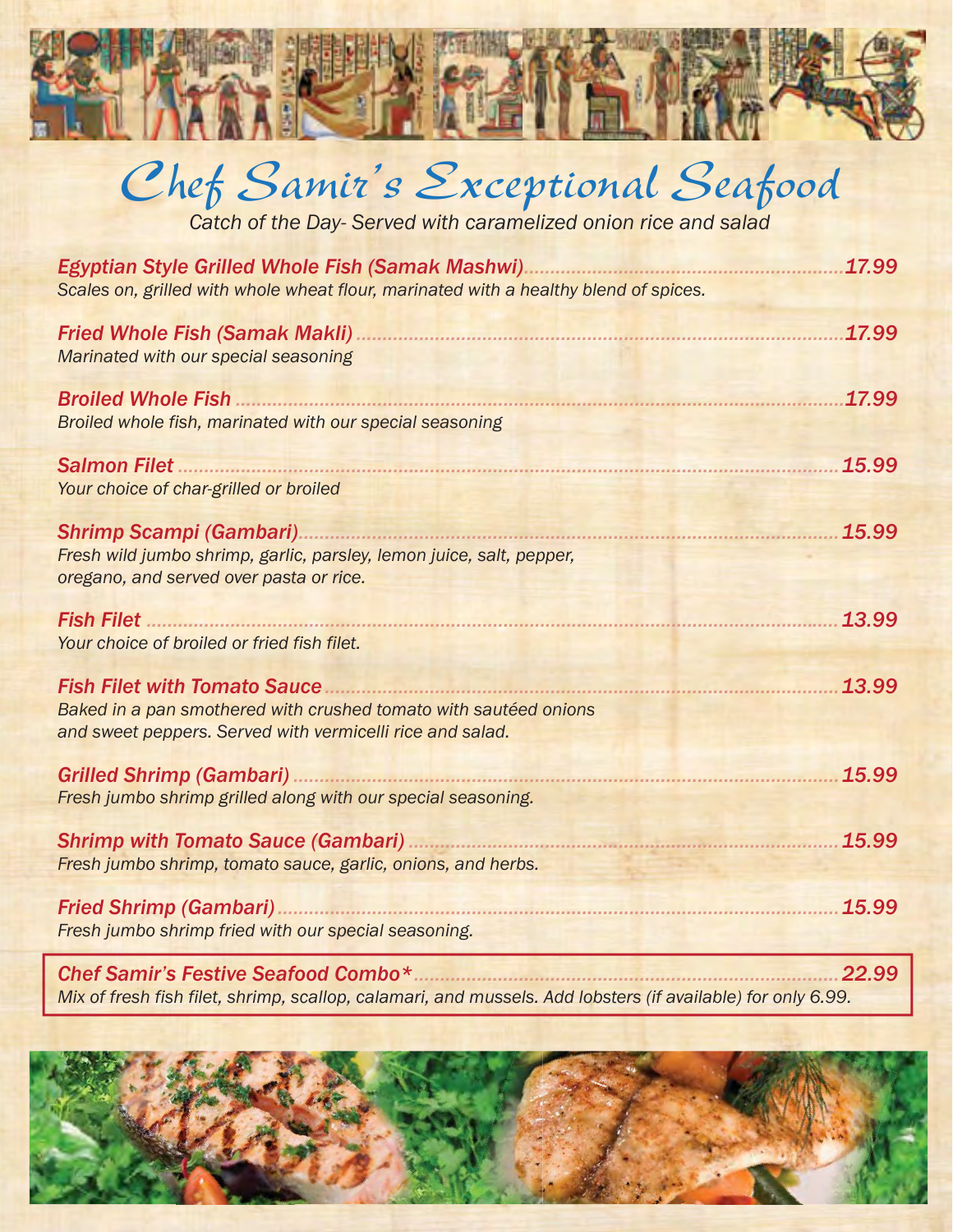# Chef Samir's Exceptional Seafood

*Catch of the Day- Served with caramelized onion rice and salad*

***Egyptian Style Grilled Whole Fish (Samak Mashwi)*** ........ **17.99**
*Scales on, grilled with whole wheat flour, marinated with a healthy blend of spices.*

***Fried Whole Fish (Samak Makli)*** ........ **17.99**
*Marinated with our special seasoning*

***Broiled Whole Fish*** ........ **17.99**
*Broiled whole fish, marinated with our special seasoning*

***Salmon Filet*** ........ **15.99**
*Your choice of char-grilled or broiled*

***Shrimp Scampi (Gambari)*** ........ **15.99**
*Fresh wild jumbo shrimp, garlic, parsley, lemon juice, salt, pepper, oregano, and served over pasta or rice.*

***Fish Filet*** ........ **13.99**
*Your choice of broiled or fried fish filet.*

***Fish Filet with Tomato Sauce*** ........ **13.99**
*Baked in a pan smothered with crushed tomato with sautéed onions and sweet peppers. Served with vermicelli rice and salad.*

***Grilled Shrimp (Gambari)*** ........ **15.99**
*Fresh jumbo shrimp grilled along with our special seasoning.*

***Shrimp with Tomato Sauce (Gambari)*** ........ **15.99**
*Fresh jumbo shrimp, tomato sauce, garlic, onions, and herbs.*

***Fried Shrimp (Gambari)*** ........ **15.99**
*Fresh jumbo shrimp fried with our special seasoning.*

***Chef Samir's Festive Seafood Combo**** ........ **22.99**
*Mix of fresh fish filet, shrimp, scallop, calamari, and mussels. Add lobsters (if available) for only 6.99.*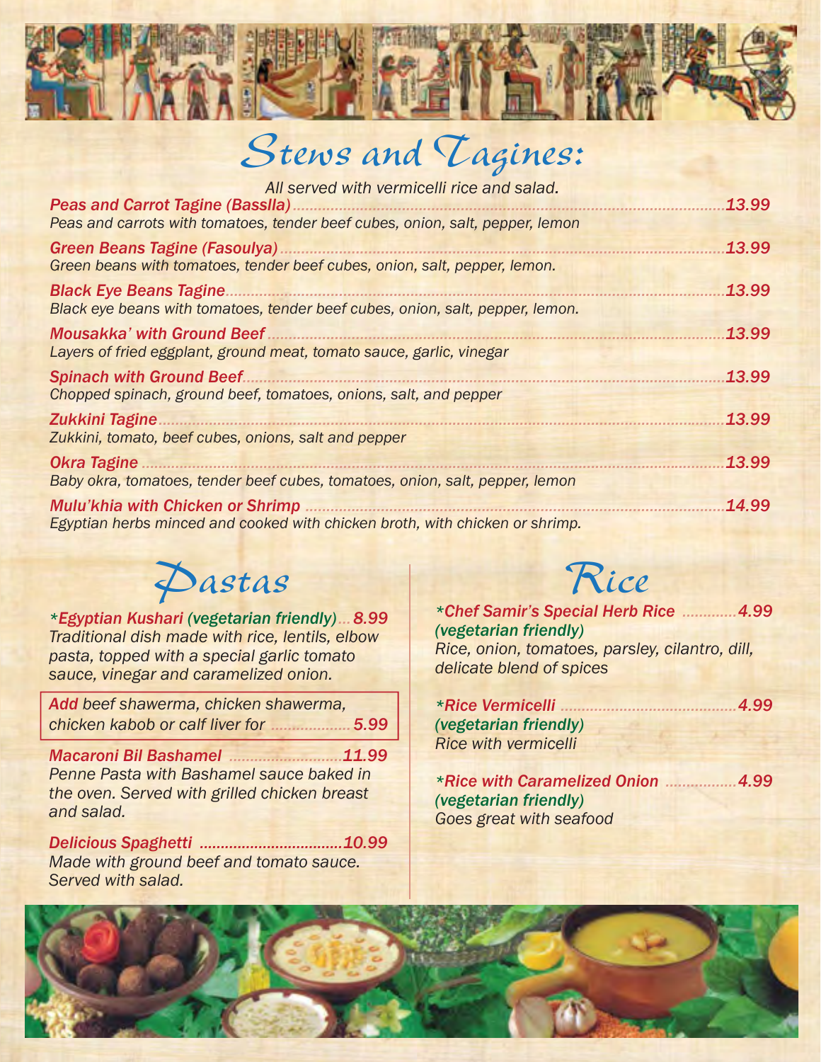# Stews and Tagines:

All served with vermicelli rice and salad.

***Peas and Carrot Tagine (Basslla)*** ........ *13.99*
*Peas and carrots with tomatoes, tender beef cubes, onion, salt, pepper, lemon*

***Green Beans Tagine (Fasoulya)*** ........ *13.99*
*Green beans with tomatoes, tender beef cubes, onion, salt, pepper, lemon.*

***Black Eye Beans Tagine*** ........ *13.99*
*Black eye beans with tomatoes, tender beef cubes, onion, salt, pepper, lemon.*

***Mousakka' with Ground Beef*** ........ *13.99*
*Layers of fried eggplant, ground meat, tomato sauce, garlic, vinegar*

***Spinach with Ground Beef*** ........ *13.99*
*Chopped spinach, ground beef, tomatoes, onions, salt, and pepper*

***Zukkini Tagine*** ........ *13.99*
*Zukkini, tomato, beef cubes, onions, salt and pepper*

***Okra Tagine*** ........ *13.99*
*Baby okra, tomatoes, tender beef cubes, tomatoes, onion, salt, pepper, lemon*

***Mulu'khia with Chicken or Shrimp*** ........ *14.99*
*Egyptian herbs minced and cooked with chicken broth, with chicken or shrimp.*

# Pastas

****Egyptian Kushari (vegetarian friendly)*** ... *8.99*
*Traditional dish made with rice, lentils, elbow pasta, topped with a special garlic tomato sauce, vinegar and caramelized onion.*

*Add beef shawerma, chicken shawerma, chicken kabob or calf liver for* ........ *5.99*

***Macaroni Bil Bashamel*** ........ *11.99*
*Penne Pasta with Bashamel sauce baked in the oven. Served with grilled chicken breast and salad.*

***Delicious Spaghetti*** ........ *10.99*
*Made with ground beef and tomato sauce. Served with salad.*

# Rice

****Chef Samir's Special Herb Rice*** ........ *4.99*
*(vegetarian friendly)*
*Rice, onion, tomatoes, parsley, cilantro, dill, delicate blend of spices*

****Rice Vermicelli*** ........ *4.99*
*(vegetarian friendly)*
*Rice with vermicelli*

****Rice with Caramelized Onion*** ........ *4.99*
*(vegetarian friendly)*
*Goes great with seafood*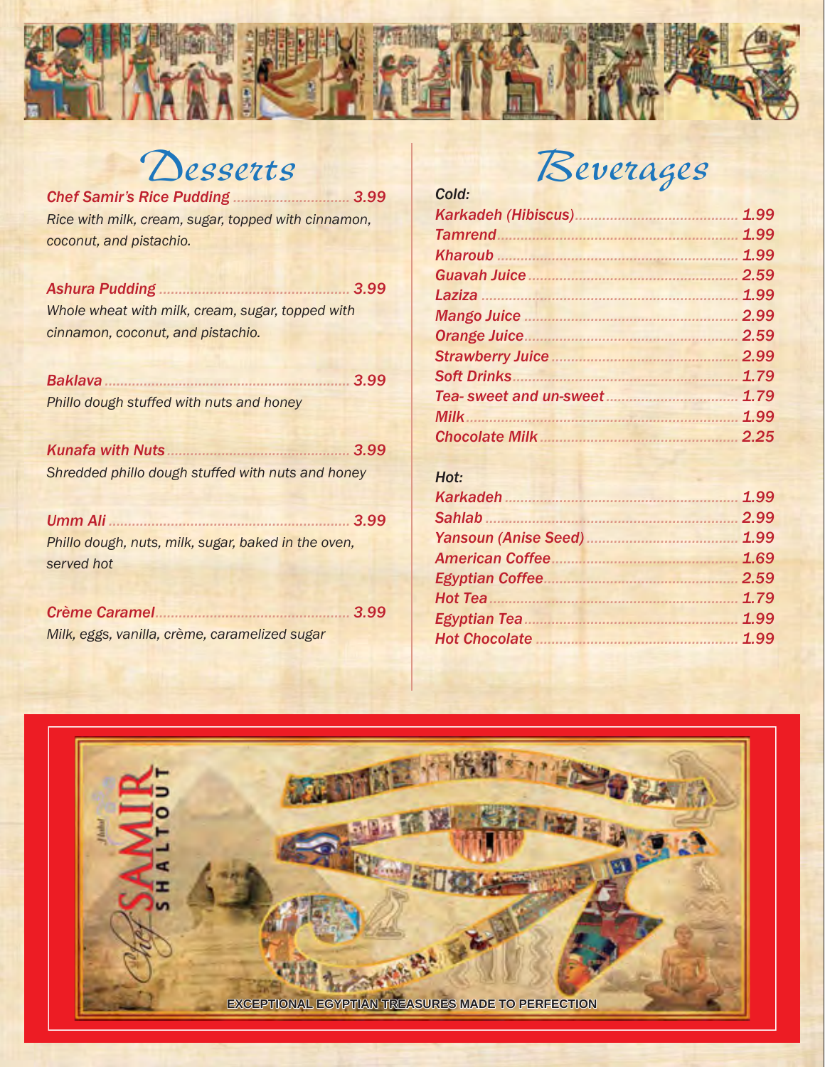## Desserts

**Chef Samir's Rice Pudding** ............................. 3.99
*Rice with milk, cream, sugar, topped with cinnamon, coconut, and pistachio.*

**Ashura Pudding** ............................. 3.99
*Whole wheat with milk, cream, sugar, topped with cinnamon, coconut, and pistachio.*

**Baklava** ............................. 3.99
*Phillo dough stuffed with nuts and honey*

**Kunafa with Nuts** ............................. 3.99
*Shredded phillo dough stuffed with nuts and honey*

**Umm Ali** ............................. 3.99
*Phillo dough, nuts, milk, sugar, baked in the oven, served hot*

**Crème Caramel** ............................. 3.99
*Milk, eggs, vanilla, crème, caramelized sugar*

## Beverages

*Cold:*

**Karkadeh (Hibiscus)** ............................. 1.99
**Tamrend** ............................. 1.99
**Kharoub** ............................. 1.99
**Guavah Juice** ............................. 2.59
**Laziza** ............................. 1.99
**Mango Juice** ............................. 2.99
**Orange Juice** ............................. 2.59
**Strawberry Juice** ............................. 2.99
**Soft Drinks** ............................. 1.79
**Tea- sweet and un-sweet** ............................. 1.79
**Milk** ............................. 1.99
**Chocolate Milk** ............................. 2.25

*Hot:*

**Karkadeh** ............................. 1.99
**Sahlab** ............................. 2.99
**Yansoun (Anise Seed)** ............................. 1.99
**American Coffee** ............................. 1.69
**Egyptian Coffee** ............................. 2.59
**Hot Tea** ............................. 1.79
**Egyptian Tea** ............................. 1.99
**Hot Chocolate** ............................. 1.99

Chef SAMIR SHALTOUT

EXCEPTIONAL EGYPTIAN TREASURES MADE TO PERFECTION